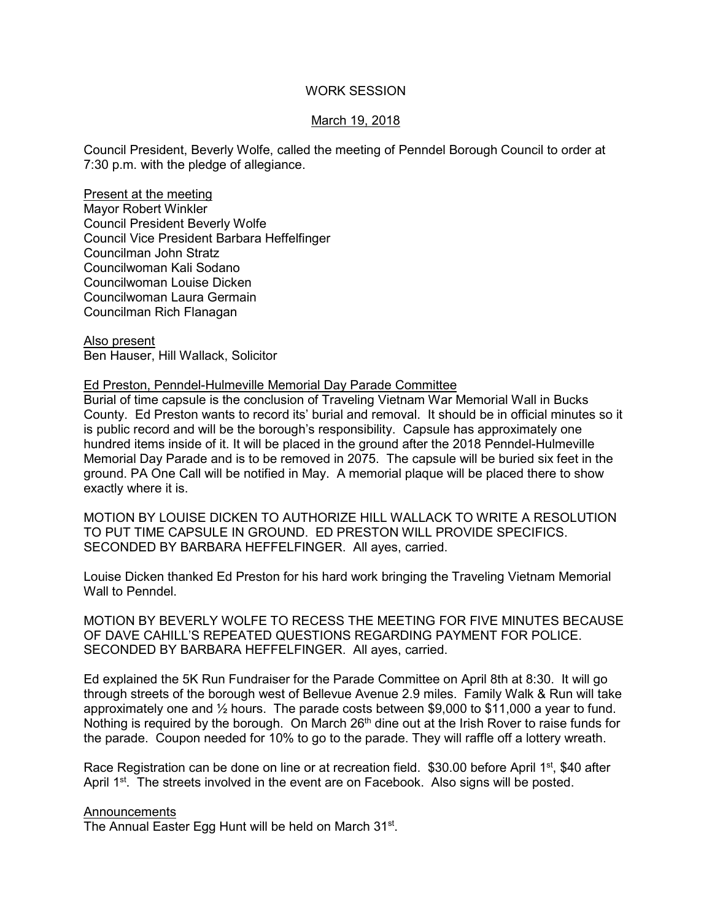# WORK SESSION

## March 19, 2018

Council President, Beverly Wolfe, called the meeting of Penndel Borough Council to order at 7:30 p.m. with the pledge of allegiance.

Present at the meeting
Mayor Robert Winkler
Council President Beverly Wolfe
Council Vice President Barbara Heffelfinger
Councilman John Stratz
Councilwoman Kali Sodano
Councilwoman Louise Dicken
Councilwoman Laura Germain
Councilman Rich Flanagan

Also present
Ben Hauser, Hill Wallack, Solicitor

Ed Preston, Penndel-Hulmeville Memorial Day Parade Committee
Burial of time capsule is the conclusion of Traveling Vietnam War Memorial Wall in Bucks County. Ed Preston wants to record its' burial and removal. It should be in official minutes so it is public record and will be the borough's responsibility. Capsule has approximately one hundred items inside of it. It will be placed in the ground after the 2018 Penndel-Hulmeville Memorial Day Parade and is to be removed in 2075. The capsule will be buried six feet in the ground. PA One Call will be notified in May. A memorial plaque will be placed there to show exactly where it is.

MOTION BY LOUISE DICKEN TO AUTHORIZE HILL WALLACK TO WRITE A RESOLUTION TO PUT TIME CAPSULE IN GROUND. ED PRESTON WILL PROVIDE SPECIFICS. SECONDED BY BARBARA HEFFELFINGER. All ayes, carried.

Louise Dicken thanked Ed Preston for his hard work bringing the Traveling Vietnam Memorial Wall to Penndel.

MOTION BY BEVERLY WOLFE TO RECESS THE MEETING FOR FIVE MINUTES BECAUSE OF DAVE CAHILL'S REPEATED QUESTIONS REGARDING PAYMENT FOR POLICE. SECONDED BY BARBARA HEFFELFINGER. All ayes, carried.

Ed explained the 5K Run Fundraiser for the Parade Committee on April 8th at 8:30. It will go through streets of the borough west of Bellevue Avenue 2.9 miles. Family Walk & Run will take approximately one and ½ hours. The parade costs between $9,000 to $11,000 a year to fund. Nothing is required by the borough. On March 26th dine out at the Irish Rover to raise funds for the parade. Coupon needed for 10% to go to the parade. They will raffle off a lottery wreath.

Race Registration can be done on line or at recreation field. $30.00 before April 1st, $40 after April 1st. The streets involved in the event are on Facebook. Also signs will be posted.

Announcements
The Annual Easter Egg Hunt will be held on March 31st.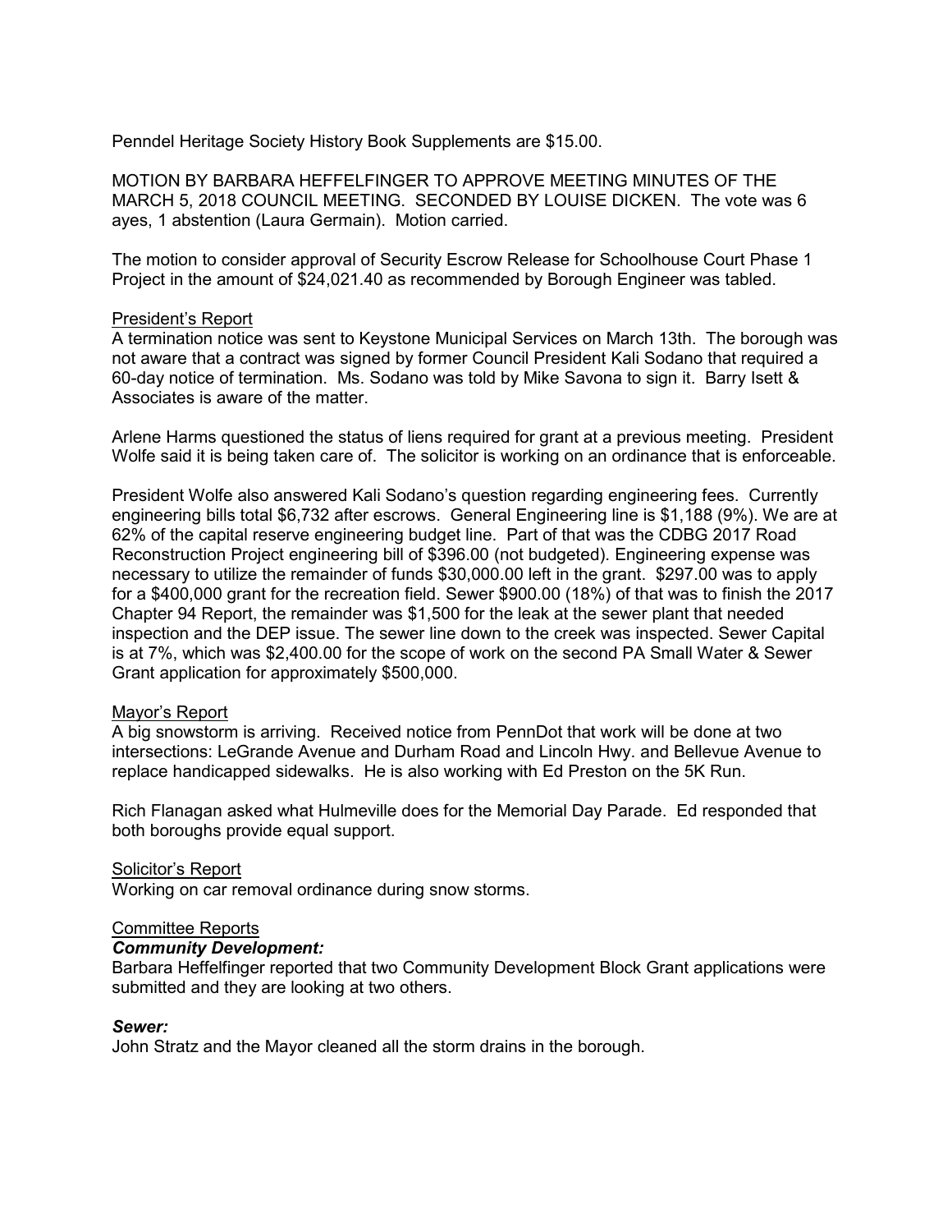Penndel Heritage Society History Book Supplements are $15.00.

MOTION BY BARBARA HEFFELFINGER TO APPROVE MEETING MINUTES OF THE MARCH 5, 2018 COUNCIL MEETING. SECONDED BY LOUISE DICKEN. The vote was 6 ayes, 1 abstention (Laura Germain). Motion carried.

The motion to consider approval of Security Escrow Release for Schoolhouse Court Phase 1 Project in the amount of $24,021.40 as recommended by Borough Engineer was tabled.

<u>President's Report</u>

A termination notice was sent to Keystone Municipal Services on March 13th. The borough was not aware that a contract was signed by former Council President Kali Sodano that required a 60-day notice of termination. Ms. Sodano was told by Mike Savona to sign it. Barry Isett & Associates is aware of the matter.

Arlene Harms questioned the status of liens required for grant at a previous meeting. President Wolfe said it is being taken care of. The solicitor is working on an ordinance that is enforceable.

President Wolfe also answered Kali Sodano's question regarding engineering fees. Currently engineering bills total $6,732 after escrows. General Engineering line is $1,188 (9%). We are at 62% of the capital reserve engineering budget line. Part of that was the CDBG 2017 Road Reconstruction Project engineering bill of $396.00 (not budgeted). Engineering expense was necessary to utilize the remainder of funds $30,000.00 left in the grant. $297.00 was to apply for a $400,000 grant for the recreation field. Sewer $900.00 (18%) of that was to finish the 2017 Chapter 94 Report, the remainder was $1,500 for the leak at the sewer plant that needed inspection and the DEP issue. The sewer line down to the creek was inspected. Sewer Capital is at 7%, which was $2,400.00 for the scope of work on the second PA Small Water & Sewer Grant application for approximately $500,000.

<u>Mayor's Report</u>

A big snowstorm is arriving. Received notice from PennDot that work will be done at two intersections: LeGrande Avenue and Durham Road and Lincoln Hwy. and Bellevue Avenue to replace handicapped sidewalks. He is also working with Ed Preston on the 5K Run.

Rich Flanagan asked what Hulmeville does for the Memorial Day Parade. Ed responded that both boroughs provide equal support.

<u>Solicitor's Report</u>

Working on car removal ordinance during snow storms.

<u>Committee Reports</u>

***Community Development:***

Barbara Heffelfinger reported that two Community Development Block Grant applications were submitted and they are looking at two others.

***Sewer:***

John Stratz and the Mayor cleaned all the storm drains in the borough.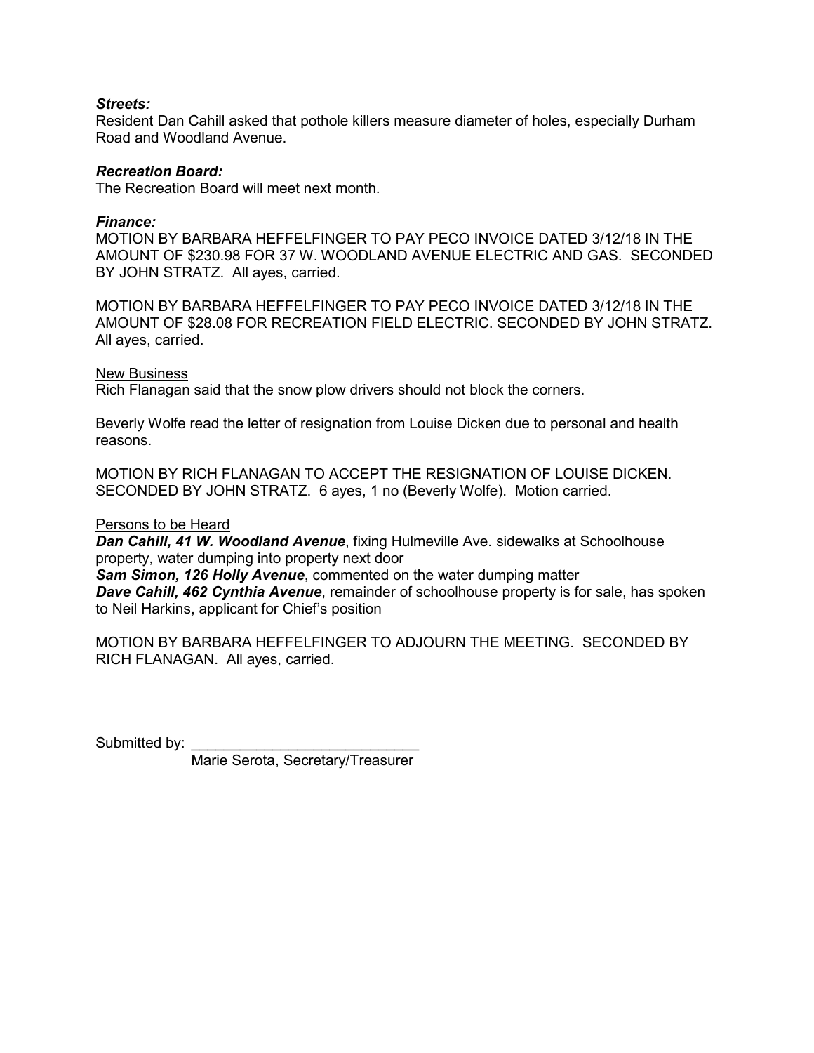***Streets:***
Resident Dan Cahill asked that pothole killers measure diameter of holes, especially Durham Road and Woodland Avenue.

***Recreation Board:***
The Recreation Board will meet next month.

***Finance:***
MOTION BY BARBARA HEFFELFINGER TO PAY PECO INVOICE DATED 3/12/18 IN THE AMOUNT OF $230.98 FOR 37 W. WOODLAND AVENUE ELECTRIC AND GAS. SECONDED BY JOHN STRATZ. All ayes, carried.

MOTION BY BARBARA HEFFELFINGER TO PAY PECO INVOICE DATED 3/12/18 IN THE AMOUNT OF $28.08 FOR RECREATION FIELD ELECTRIC. SECONDED BY JOHN STRATZ. All ayes, carried.

<u>New Business</u>
Rich Flanagan said that the snow plow drivers should not block the corners.

Beverly Wolfe read the letter of resignation from Louise Dicken due to personal and health reasons.

MOTION BY RICH FLANAGAN TO ACCEPT THE RESIGNATION OF LOUISE DICKEN. SECONDED BY JOHN STRATZ. 6 ayes, 1 no (Beverly Wolfe). Motion carried.

<u>Persons to be Heard</u>
***Dan Cahill, 41 W. Woodland Avenue***, fixing Hulmeville Ave. sidewalks at Schoolhouse property, water dumping into property next door
***Sam Simon, 126 Holly Avenue***, commented on the water dumping matter
***Dave Cahill, 462 Cynthia Avenue***, remainder of schoolhouse property is for sale, has spoken to Neil Harkins, applicant for Chief's position

MOTION BY BARBARA HEFFELFINGER TO ADJOURN THE MEETING. SECONDED BY RICH FLANAGAN. All ayes, carried.

Submitted by: ___________________________
Marie Serota, Secretary/Treasurer